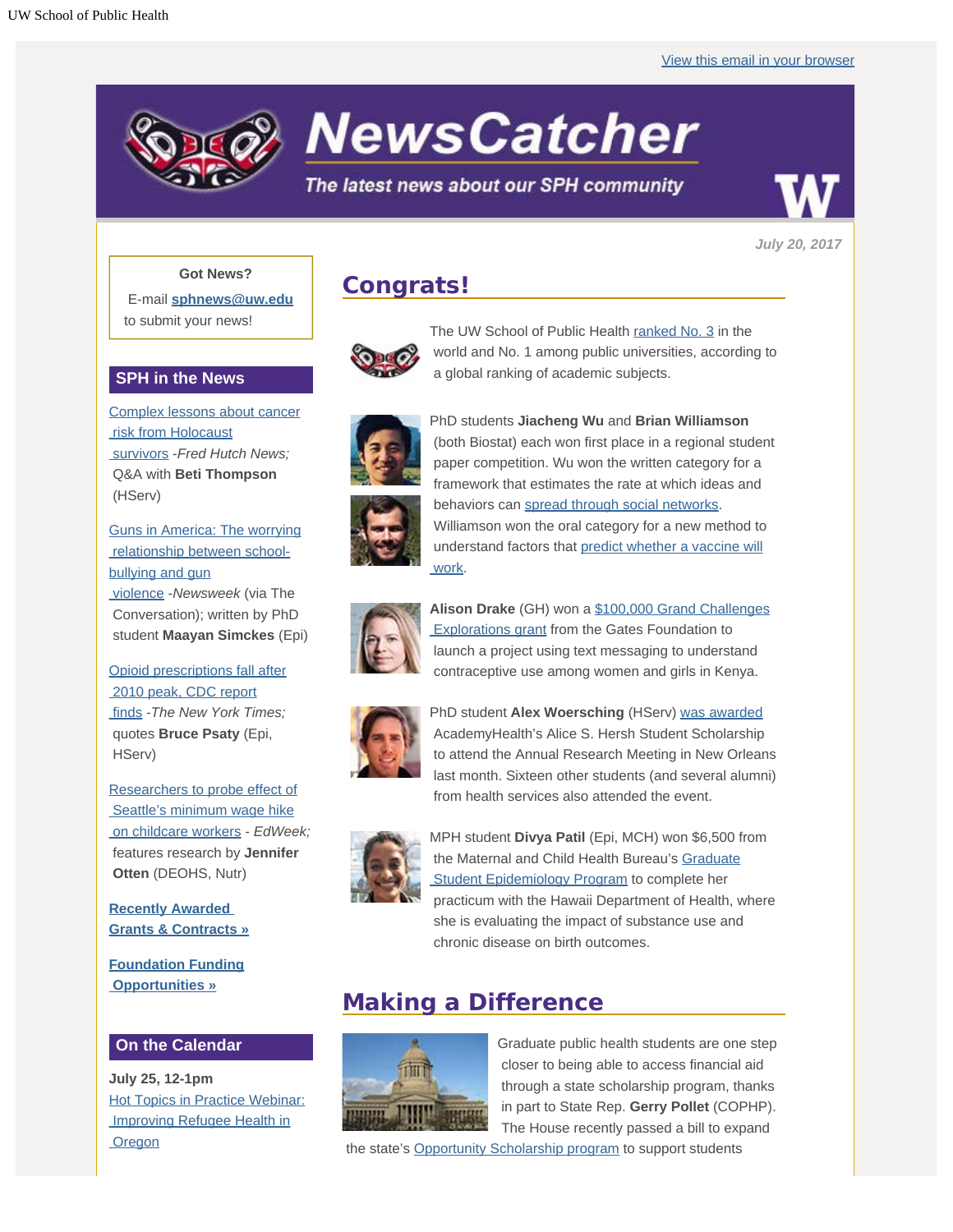UW School of Public Health

View this email in your browser

# NewsCatcher

*The latest news about our SPH community*

*July 20, 2017*

## Congrats!

The UW School of Public Health ranked No. 3 in the world and No. 1 among public universities, according to a global ranking of academic subjects.

PhD students **Jiacheng Wu** and **Brian Williamson** (both Biostat) each won first place in a regional student paper competition. Wu won the written category for a framework that estimates the rate at which ideas and behaviors can spread through social networks. Williamson won the oral category for a new method to understand factors that predict whether a vaccine will work.

**Alison Drake** (GH) won a $100,000 Grand Challenges Explorations grant from the Gates Foundation to launch a project using text messaging to understand contraceptive use among women and girls in Kenya.

PhD student **Alex Woersching** (HServ) was awarded AcademyHealth's Alice S. Hersh Student Scholarship to attend the Annual Research Meeting in New Orleans last month. Sixteen other students (and several alumni) from health services also attended the event.

MPH student **Divya Patil** (Epi, MCH) won $6,500 from the Maternal and Child Health Bureau's Graduate Student Epidemiology Program to complete her practicum with the Hawaii Department of Health, where she is evaluating the impact of substance use and chronic disease on birth outcomes.

## Making a Difference

Graduate public health students are one step closer to being able to access financial aid through a state scholarship program, thanks in part to State Rep. **Gerry Pollet** (COPHP). The House recently passed a bill to expand the state's Opportunity Scholarship program to support students

---

**Got News?**

E-mail **sphnews@uw.edu** to submit your news!

### SPH in the News

Complex lessons about cancer risk from Holocaust survivors -*Fred Hutch News;* Q&A with **Beti Thompson** (HServ)

Guns in America: The worrying relationship between school-bullying and gun violence -*Newsweek* (via The Conversation); written by PhD student **Maayan Simckes** (Epi)

Opioid prescriptions fall after 2010 peak, CDC report finds -*The New York Times;* quotes **Bruce Psaty** (Epi, HServ)

Researchers to probe effect of Seattle's minimum wage hike on childcare workers - *EdWeek;* features research by **Jennifer Otten** (DEOHS, Nutr)

**Recently Awarded Grants & Contracts »**

**Foundation Funding Opportunities »**

### On the Calendar

**July 25, 12-1pm**
Hot Topics in Practice Webinar: Improving Refugee Health in Oregon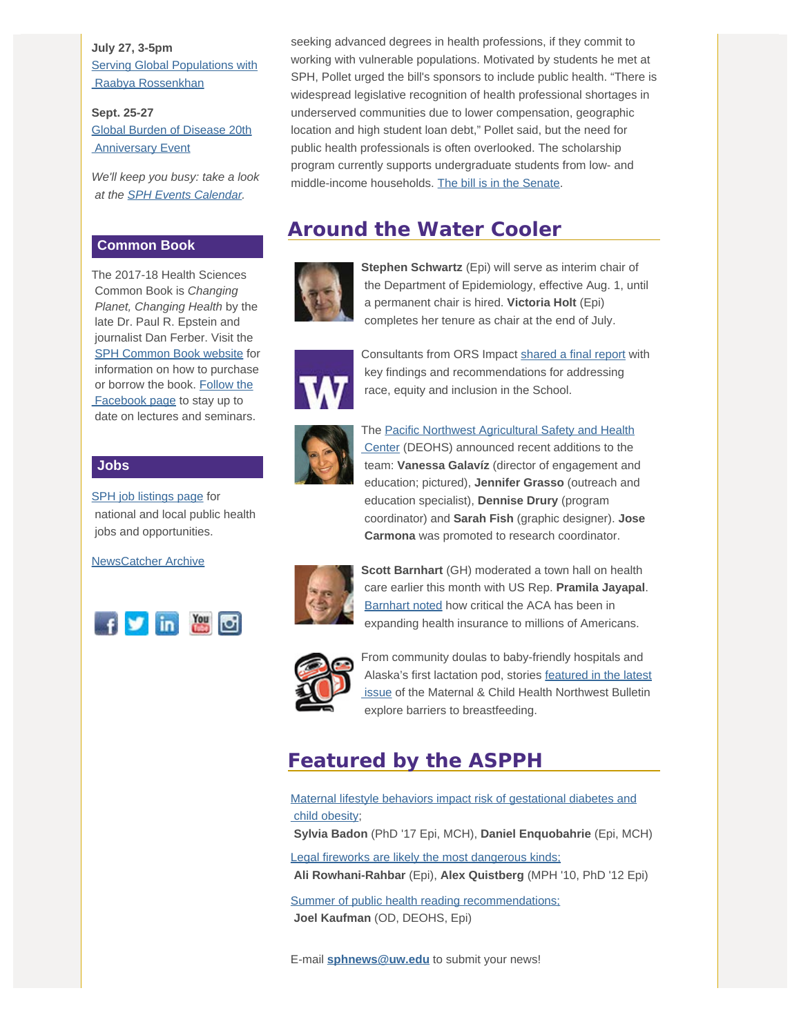**July 27, 3-5pm**
Serving Global Populations with Raabya Rossenkhan

**Sept. 25-27**
Global Burden of Disease 20th Anniversary Event

*We'll keep you busy: take a look at the SPH Events Calendar.*

## Common Book

The 2017-18 Health Sciences Common Book is *Changing Planet, Changing Health* by the late Dr. Paul R. Epstein and journalist Dan Ferber. Visit the SPH Common Book website for information on how to purchase or borrow the book. Follow the Facebook page to stay up to date on lectures and seminars.

## Jobs

SPH job listings page for national and local public health jobs and opportunities.

NewsCatcher Archive

seeking advanced degrees in health professions, if they commit to working with vulnerable populations. Motivated by students he met at SPH, Pollet urged the bill's sponsors to include public health. "There is widespread legislative recognition of health professional shortages in underserved communities due to lower compensation, geographic location and high student loan debt," Pollet said, but the need for public health professionals is often overlooked. The scholarship program currently supports undergraduate students from low- and middle-income households. The bill is in the Senate.

# Around the Water Cooler

**Stephen Schwartz** (Epi) will serve as interim chair of the Department of Epidemiology, effective Aug. 1, until a permanent chair is hired. **Victoria Holt** (Epi) completes her tenure as chair at the end of July.

Consultants from ORS Impact shared a final report with key findings and recommendations for addressing race, equity and inclusion in the School.

The Pacific Northwest Agricultural Safety and Health Center (DEOHS) announced recent additions to the team: **Vanessa Galavíz** (director of engagement and education; pictured), **Jennifer Grasso** (outreach and education specialist), **Dennise Drury** (program coordinator) and **Sarah Fish** (graphic designer). **Jose Carmona** was promoted to research coordinator.

**Scott Barnhart** (GH) moderated a town hall on health care earlier this month with US Rep. **Pramila Jayapal**. Barnhart noted how critical the ACA has been in expanding health insurance to millions of Americans.

From community doulas to baby-friendly hospitals and Alaska's first lactation pod, stories featured in the latest issue of the Maternal & Child Health Northwest Bulletin explore barriers to breastfeeding.

# Featured by the ASPPH

Maternal lifestyle behaviors impact risk of gestational diabetes and child obesity;
**Sylvia Badon** (PhD '17 Epi, MCH), **Daniel Enquobahrie** (Epi, MCH)

Legal fireworks are likely the most dangerous kinds;
**Ali Rowhani-Rahbar** (Epi), **Alex Quistberg** (MPH '10, PhD '12 Epi)

Summer of public health reading recommendations;
**Joel Kaufman** (OD, DEOHS, Epi)

E-mail **sphnews@uw.edu** to submit your news!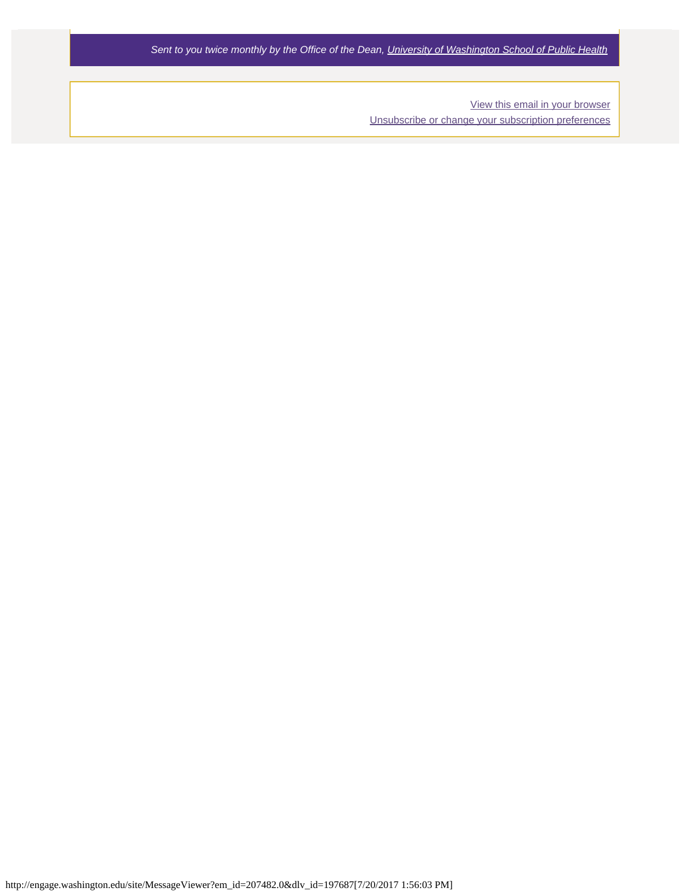*Sent to you twice monthly by the Office of the Dean, University of Washington School of Public Health*

View this email in your browser

Unsubscribe or change your subscription preferences